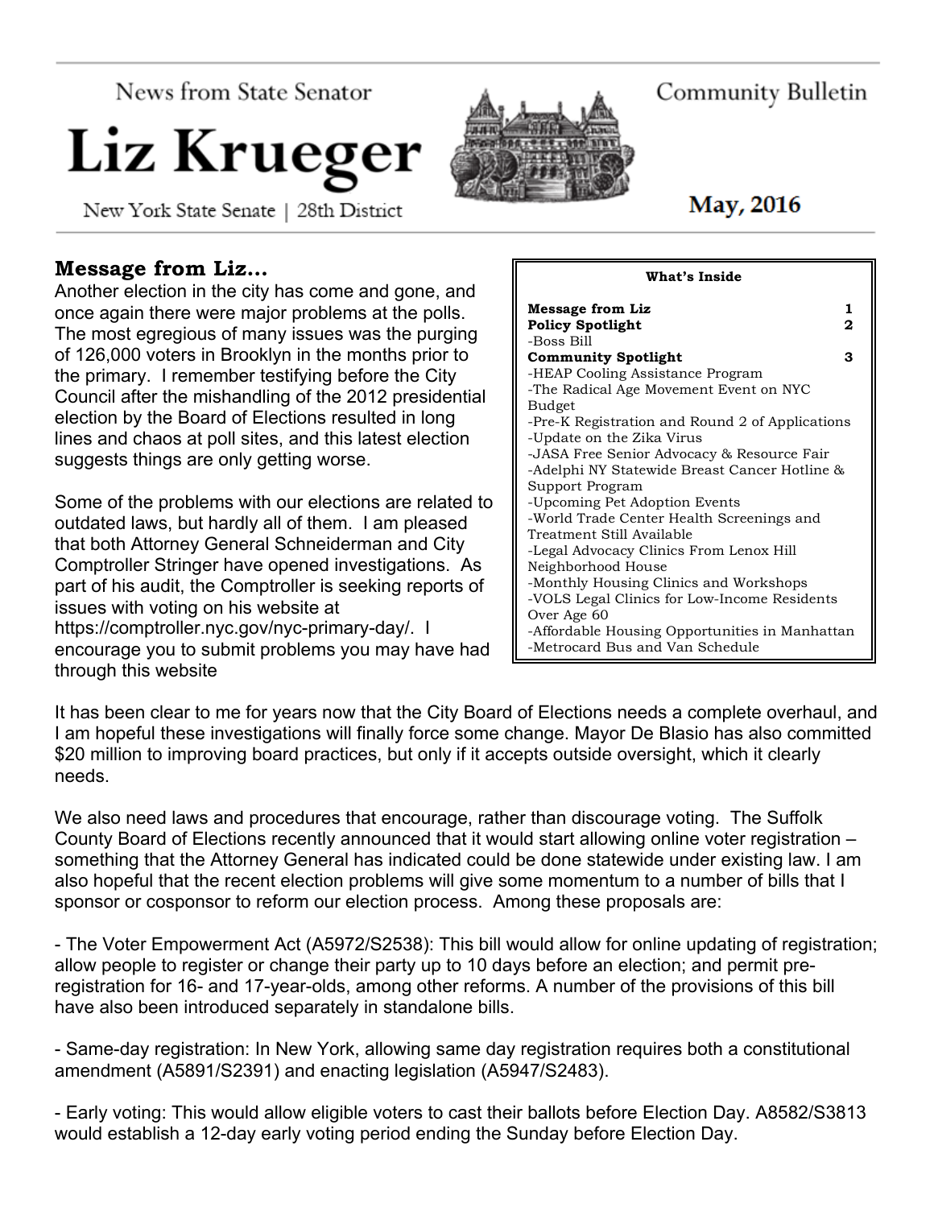News from State Senator

# Liz Krueger

New York State Senate | 28th District

Community Bulletin

May, 2016

## Message from Liz...

Another election in the city has come and gone, and once again there were major problems at the polls. The most egregious of many issues was the purging of 126,000 voters in Brooklyn in the months prior to the primary. I remember testifying before the City Council after the mishandling of the 2012 presidential election by the Board of Elections resulted in long lines and chaos at poll sites, and this latest election suggests things are only getting worse.

Some of the problems with our elections are related to outdated laws, but hardly all of them. I am pleased that both Attorney General Schneiderman and City Comptroller Stringer have opened investigations. As part of his audit, the Comptroller is seeking reports of issues with voting on his website at https://comptroller.nyc.gov/nyc-primary-day/. I encourage you to submit problems you may have had through this website

| What's Inside | |
|---|---|
| **Message from Liz** | **1** |
| **Policy Spotlight** | **2** |
| -Boss Bill | |
| **Community Spotlight** | **3** |
| -HEAP Cooling Assistance Program | |
| -The Radical Age Movement Event on NYC Budget | |
| -Pre-K Registration and Round 2 of Applications | |
| -Update on the Zika Virus | |
| -JASA Free Senior Advocacy & Resource Fair | |
| -Adelphi NY Statewide Breast Cancer Hotline & Support Program | |
| -Upcoming Pet Adoption Events | |
| -World Trade Center Health Screenings and Treatment Still Available | |
| -Legal Advocacy Clinics From Lenox Hill Neighborhood House | |
| -Monthly Housing Clinics and Workshops | |
| -VOLS Legal Clinics for Low-Income Residents Over Age 60 | |
| -Affordable Housing Opportunities in Manhattan | |
| -Metrocard Bus and Van Schedule | |

It has been clear to me for years now that the City Board of Elections needs a complete overhaul, and I am hopeful these investigations will finally force some change. Mayor De Blasio has also committed $20 million to improving board practices, but only if it accepts outside oversight, which it clearly needs.

We also need laws and procedures that encourage, rather than discourage voting. The Suffolk County Board of Elections recently announced that it would start allowing online voter registration – something that the Attorney General has indicated could be done statewide under existing law. I am also hopeful that the recent election problems will give some momentum to a number of bills that I sponsor or cosponsor to reform our election process. Among these proposals are:

- The Voter Empowerment Act (A5972/S2538): This bill would allow for online updating of registration; allow people to register or change their party up to 10 days before an election; and permit pre-registration for 16- and 17-year-olds, among other reforms. A number of the provisions of this bill have also been introduced separately in standalone bills.

- Same-day registration: In New York, allowing same day registration requires both a constitutional amendment (A5891/S2391) and enacting legislation (A5947/S2483).

- Early voting: This would allow eligible voters to cast their ballots before Election Day. A8582/S3813 would establish a 12-day early voting period ending the Sunday before Election Day.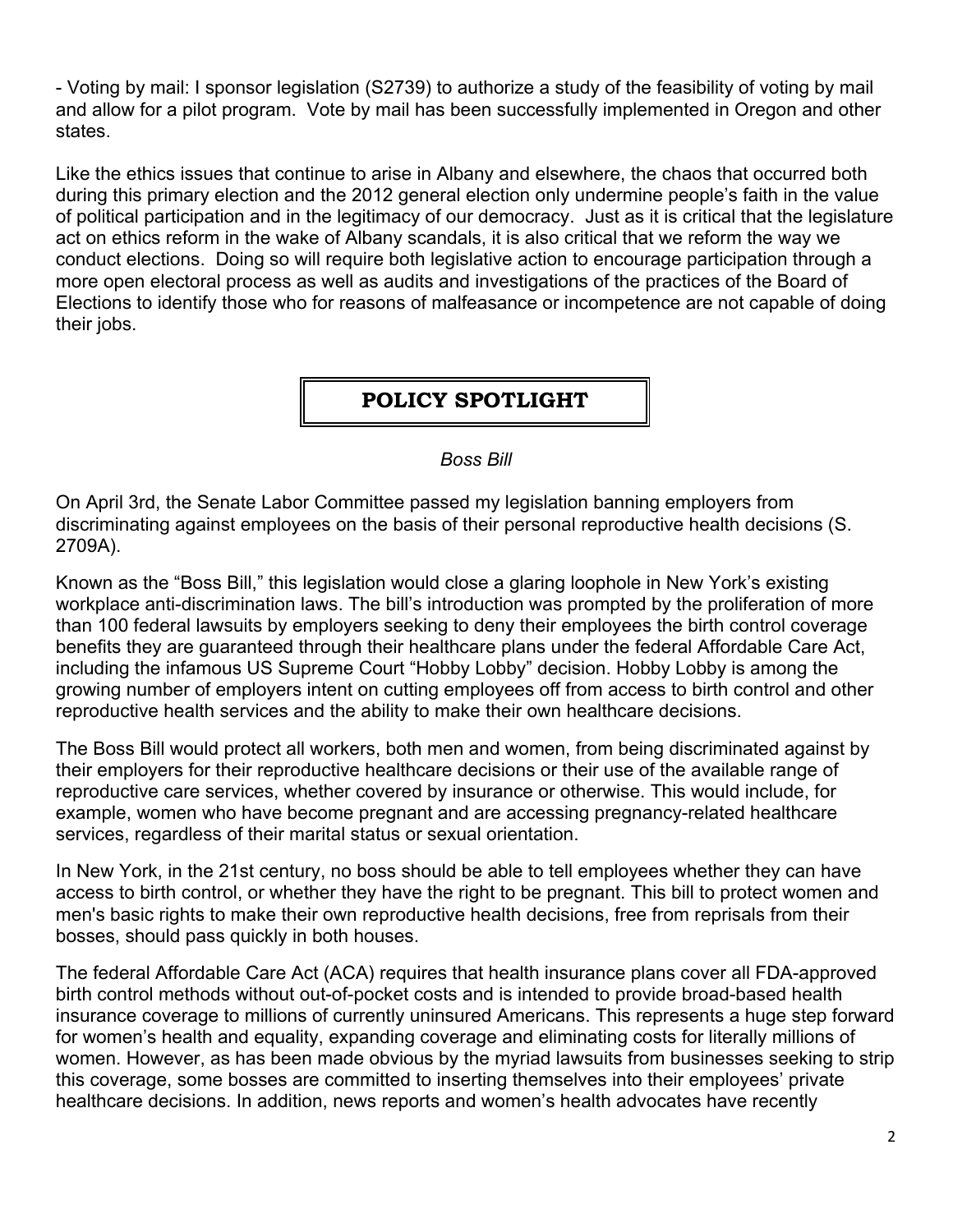- Voting by mail: I sponsor legislation (S2739) to authorize a study of the feasibility of voting by mail and allow for a pilot program. Vote by mail has been successfully implemented in Oregon and other states.

Like the ethics issues that continue to arise in Albany and elsewhere, the chaos that occurred both during this primary election and the 2012 general election only undermine people's faith in the value of political participation and in the legitimacy of our democracy. Just as it is critical that the legislature act on ethics reform in the wake of Albany scandals, it is also critical that we reform the way we conduct elections. Doing so will require both legislative action to encourage participation through a more open electoral process as well as audits and investigations of the practices of the Board of Elections to identify those who for reasons of malfeasance or incompetence are not capable of doing their jobs.

## POLICY SPOTLIGHT

*Boss Bill*

On April 3rd, the Senate Labor Committee passed my legislation banning employers from discriminating against employees on the basis of their personal reproductive health decisions (S. 2709A).

Known as the "Boss Bill," this legislation would close a glaring loophole in New York's existing workplace anti-discrimination laws. The bill's introduction was prompted by the proliferation of more than 100 federal lawsuits by employers seeking to deny their employees the birth control coverage benefits they are guaranteed through their healthcare plans under the federal Affordable Care Act, including the infamous US Supreme Court "Hobby Lobby" decision. Hobby Lobby is among the growing number of employers intent on cutting employees off from access to birth control and other reproductive health services and the ability to make their own healthcare decisions.

The Boss Bill would protect all workers, both men and women, from being discriminated against by their employers for their reproductive healthcare decisions or their use of the available range of reproductive care services, whether covered by insurance or otherwise. This would include, for example, women who have become pregnant and are accessing pregnancy-related healthcare services, regardless of their marital status or sexual orientation.

In New York, in the 21st century, no boss should be able to tell employees whether they can have access to birth control, or whether they have the right to be pregnant. This bill to protect women and men's basic rights to make their own reproductive health decisions, free from reprisals from their bosses, should pass quickly in both houses.

The federal Affordable Care Act (ACA) requires that health insurance plans cover all FDA-approved birth control methods without out-of-pocket costs and is intended to provide broad-based health insurance coverage to millions of currently uninsured Americans. This represents a huge step forward for women's health and equality, expanding coverage and eliminating costs for literally millions of women. However, as has been made obvious by the myriad lawsuits from businesses seeking to strip this coverage, some bosses are committed to inserting themselves into their employees' private healthcare decisions. In addition, news reports and women's health advocates have recently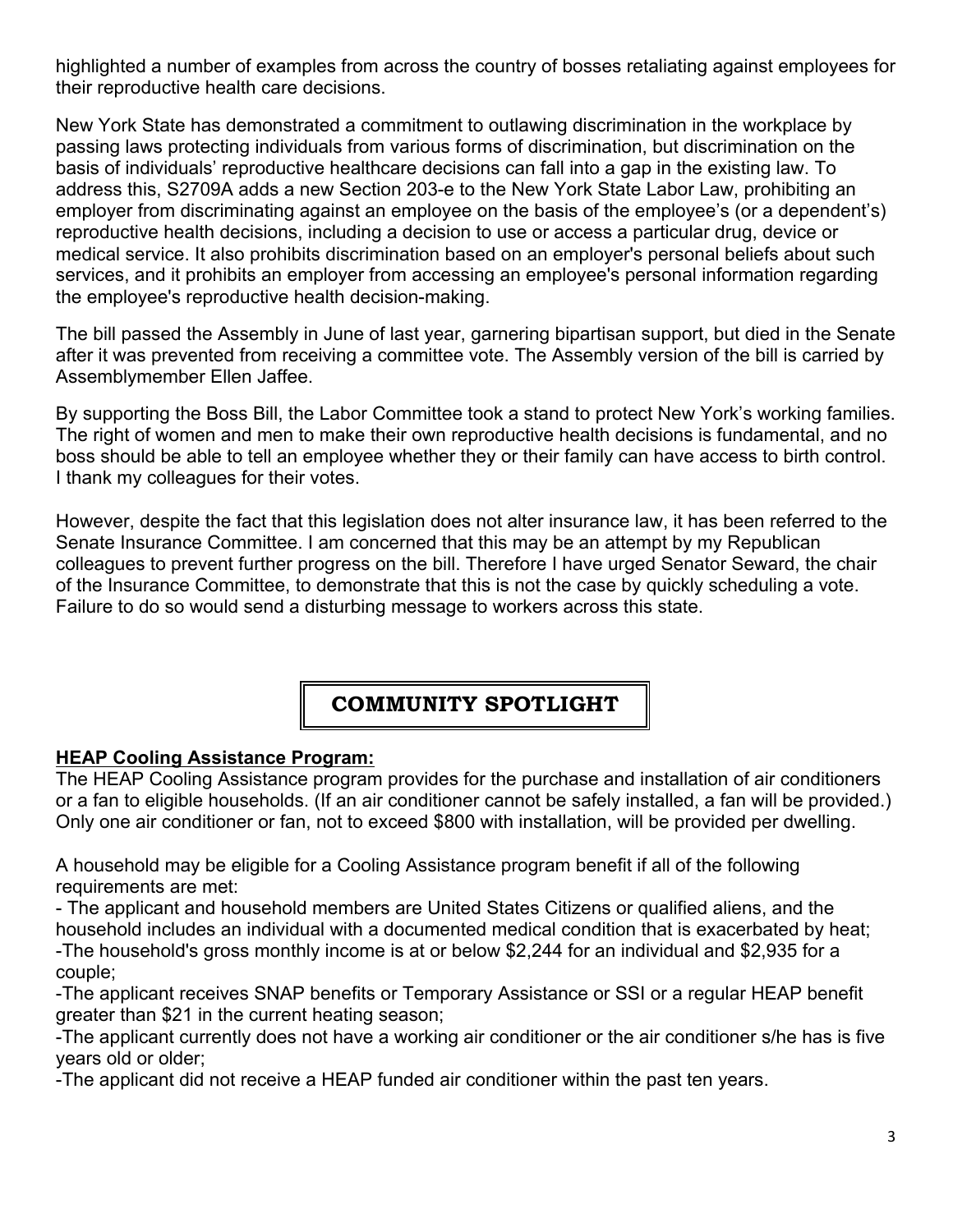highlighted a number of examples from across the country of bosses retaliating against employees for their reproductive health care decisions.

New York State has demonstrated a commitment to outlawing discrimination in the workplace by passing laws protecting individuals from various forms of discrimination, but discrimination on the basis of individuals' reproductive healthcare decisions can fall into a gap in the existing law. To address this, S2709A adds a new Section 203-e to the New York State Labor Law, prohibiting an employer from discriminating against an employee on the basis of the employee's (or a dependent's) reproductive health decisions, including a decision to use or access a particular drug, device or medical service. It also prohibits discrimination based on an employer's personal beliefs about such services, and it prohibits an employer from accessing an employee's personal information regarding the employee's reproductive health decision-making.

The bill passed the Assembly in June of last year, garnering bipartisan support, but died in the Senate after it was prevented from receiving a committee vote. The Assembly version of the bill is carried by Assemblymember Ellen Jaffee.

By supporting the Boss Bill, the Labor Committee took a stand to protect New York's working families. The right of women and men to make their own reproductive health decisions is fundamental, and no boss should be able to tell an employee whether they or their family can have access to birth control. I thank my colleagues for their votes.

However, despite the fact that this legislation does not alter insurance law, it has been referred to the Senate Insurance Committee. I am concerned that this may be an attempt by my Republican colleagues to prevent further progress on the bill. Therefore I have urged Senator Seward, the chair of the Insurance Committee, to demonstrate that this is not the case by quickly scheduling a vote. Failure to do so would send a disturbing message to workers across this state.

## COMMUNITY SPOTLIGHT

**HEAP Cooling Assistance Program:**

The HEAP Cooling Assistance program provides for the purchase and installation of air conditioners or a fan to eligible households. (If an air conditioner cannot be safely installed, a fan will be provided.) Only one air conditioner or fan, not to exceed $800 with installation, will be provided per dwelling.

A household may be eligible for a Cooling Assistance program benefit if all of the following requirements are met:

- The applicant and household members are United States Citizens or qualified aliens, and the household includes an individual with a documented medical condition that is exacerbated by heat;
- The household's gross monthly income is at or below $2,244 for an individual and $2,935 for a couple;
- The applicant receives SNAP benefits or Temporary Assistance or SSI or a regular HEAP benefit greater than $21 in the current heating season;
- The applicant currently does not have a working air conditioner or the air conditioner s/he has is five years old or older;
- The applicant did not receive a HEAP funded air conditioner within the past ten years.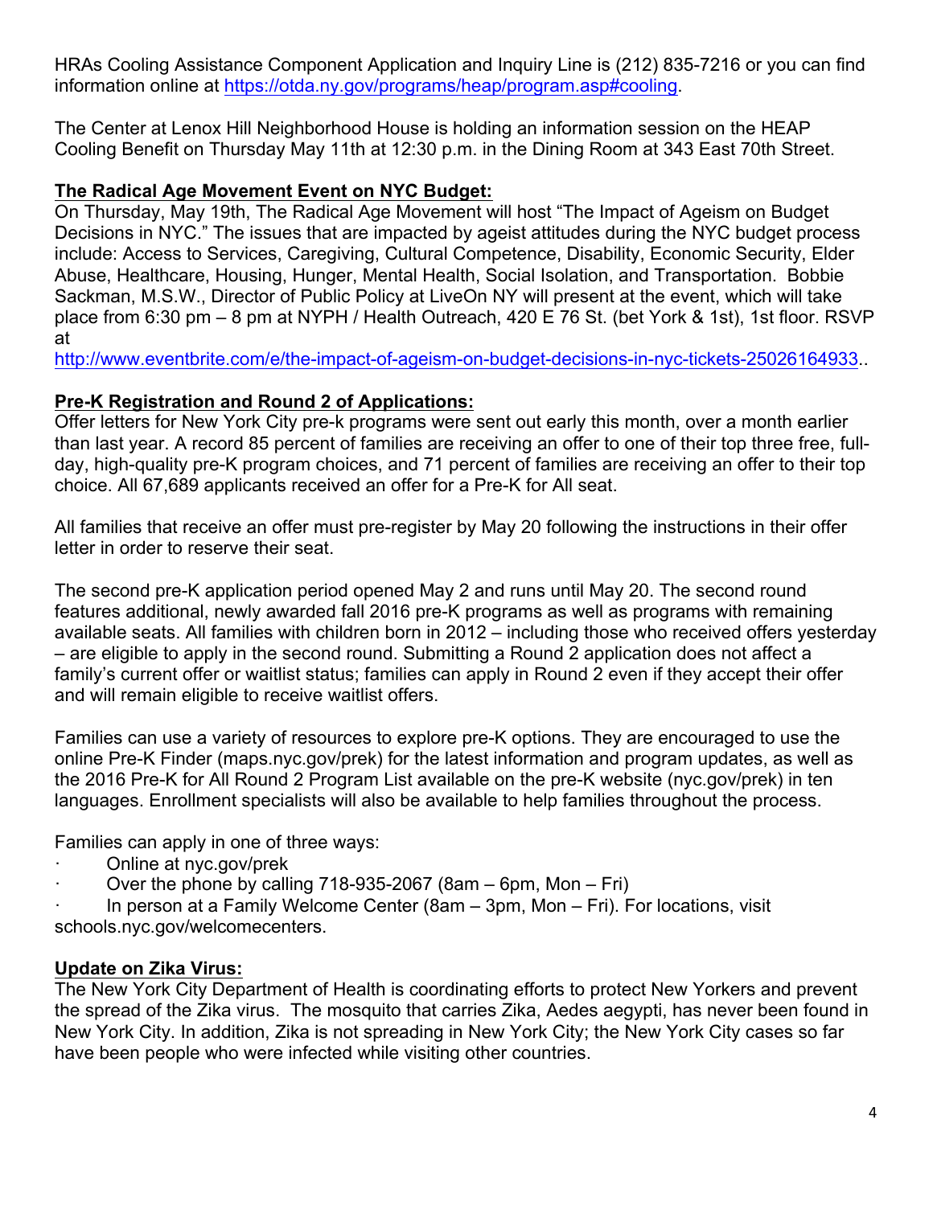HRAs Cooling Assistance Component Application and Inquiry Line is (212) 835-7216 or you can find information online at https://otda.ny.gov/programs/heap/program.asp#cooling.

The Center at Lenox Hill Neighborhood House is holding an information session on the HEAP Cooling Benefit on Thursday May 11th at 12:30 p.m. in the Dining Room at 343 East 70th Street.

**The Radical Age Movement Event on NYC Budget:**

On Thursday, May 19th, The Radical Age Movement will host "The Impact of Ageism on Budget Decisions in NYC." The issues that are impacted by ageist attitudes during the NYC budget process include: Access to Services, Caregiving, Cultural Competence, Disability, Economic Security, Elder Abuse, Healthcare, Housing, Hunger, Mental Health, Social Isolation, and Transportation. Bobbie Sackman, M.S.W., Director of Public Policy at LiveOn NY will present at the event, which will take place from 6:30 pm – 8 pm at NYPH / Health Outreach, 420 E 76 St. (bet York & 1st), 1st floor. RSVP at http://www.eventbrite.com/e/the-impact-of-ageism-on-budget-decisions-in-nyc-tickets-25026164933..

**Pre-K Registration and Round 2 of Applications:**

Offer letters for New York City pre-k programs were sent out early this month, over a month earlier than last year. A record 85 percent of families are receiving an offer to one of their top three free, full-day, high-quality pre-K program choices, and 71 percent of families are receiving an offer to their top choice. All 67,689 applicants received an offer for a Pre-K for All seat.

All families that receive an offer must pre-register by May 20 following the instructions in their offer letter in order to reserve their seat.

The second pre-K application period opened May 2 and runs until May 20. The second round features additional, newly awarded fall 2016 pre-K programs as well as programs with remaining available seats. All families with children born in 2012 – including those who received offers yesterday – are eligible to apply in the second round. Submitting a Round 2 application does not affect a family's current offer or waitlist status; families can apply in Round 2 even if they accept their offer and will remain eligible to receive waitlist offers.

Families can use a variety of resources to explore pre-K options. They are encouraged to use the online Pre-K Finder (maps.nyc.gov/prek) for the latest information and program updates, as well as the 2016 Pre-K for All Round 2 Program List available on the pre-K website (nyc.gov/prek) in ten languages. Enrollment specialists will also be available to help families throughout the process.

Families can apply in one of three ways:

- Online at nyc.gov/prek
- Over the phone by calling 718-935-2067 (8am – 6pm, Mon – Fri)
- In person at a Family Welcome Center (8am – 3pm, Mon – Fri). For locations, visit schools.nyc.gov/welcomecenters.

**Update on Zika Virus:**

The New York City Department of Health is coordinating efforts to protect New Yorkers and prevent the spread of the Zika virus. The mosquito that carries Zika, Aedes aegypti, has never been found in New York City. In addition, Zika is not spreading in New York City; the New York City cases so far have been people who were infected while visiting other countries.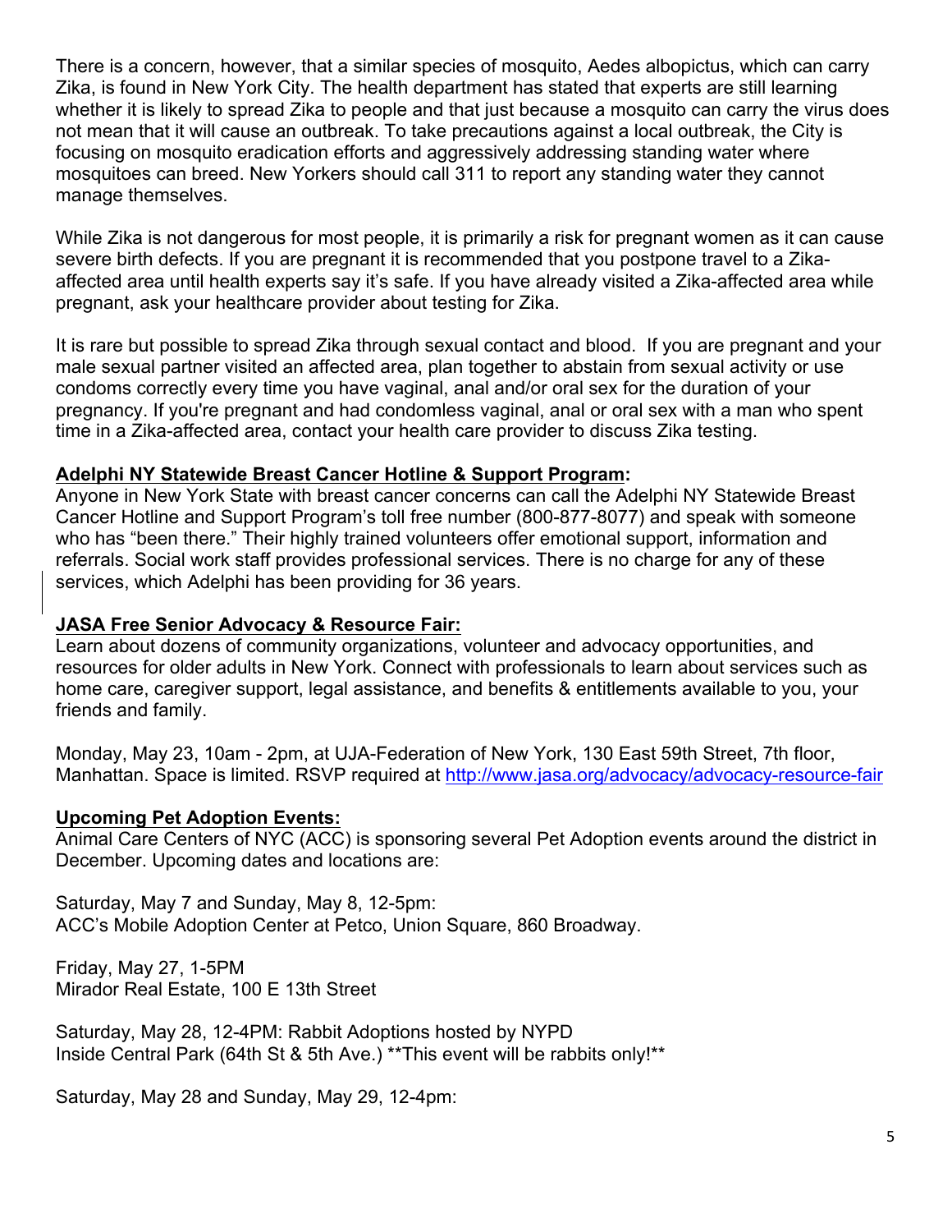There is a concern, however, that a similar species of mosquito, Aedes albopictus, which can carry Zika, is found in New York City. The health department has stated that experts are still learning whether it is likely to spread Zika to people and that just because a mosquito can carry the virus does not mean that it will cause an outbreak. To take precautions against a local outbreak, the City is focusing on mosquito eradication efforts and aggressively addressing standing water where mosquitoes can breed. New Yorkers should call 311 to report any standing water they cannot manage themselves.

While Zika is not dangerous for most people, it is primarily a risk for pregnant women as it can cause severe birth defects. If you are pregnant it is recommended that you postpone travel to a Zika-affected area until health experts say it's safe. If you have already visited a Zika-affected area while pregnant, ask your healthcare provider about testing for Zika.

It is rare but possible to spread Zika through sexual contact and blood. If you are pregnant and your male sexual partner visited an affected area, plan together to abstain from sexual activity or use condoms correctly every time you have vaginal, anal and/or oral sex for the duration of your pregnancy. If you're pregnant and had condomless vaginal, anal or oral sex with a man who spent time in a Zika-affected area, contact your health care provider to discuss Zika testing.

**Adelphi NY Statewide Breast Cancer Hotline & Support Program:**

Anyone in New York State with breast cancer concerns can call the Adelphi NY Statewide Breast Cancer Hotline and Support Program's toll free number (800-877-8077) and speak with someone who has "been there." Their highly trained volunteers offer emotional support, information and referrals. Social work staff provides professional services. There is no charge for any of these services, which Adelphi has been providing for 36 years.

**JASA Free Senior Advocacy & Resource Fair:**

Learn about dozens of community organizations, volunteer and advocacy opportunities, and resources for older adults in New York. Connect with professionals to learn about services such as home care, caregiver support, legal assistance, and benefits & entitlements available to you, your friends and family.

Monday, May 23, 10am - 2pm, at UJA-Federation of New York, 130 East 59th Street, 7th floor, Manhattan. Space is limited. RSVP required at http://www.jasa.org/advocacy/advocacy-resource-fair

**Upcoming Pet Adoption Events:**

Animal Care Centers of NYC (ACC) is sponsoring several Pet Adoption events around the district in December. Upcoming dates and locations are:

Saturday, May 7 and Sunday, May 8, 12-5pm:
ACC's Mobile Adoption Center at Petco, Union Square, 860 Broadway.

Friday, May 27, 1-5PM
Mirador Real Estate, 100 E 13th Street

Saturday, May 28, 12-4PM: Rabbit Adoptions hosted by NYPD
Inside Central Park (64th St & 5th Ave.) **This event will be rabbits only!**

Saturday, May 28 and Sunday, May 29, 12-4pm: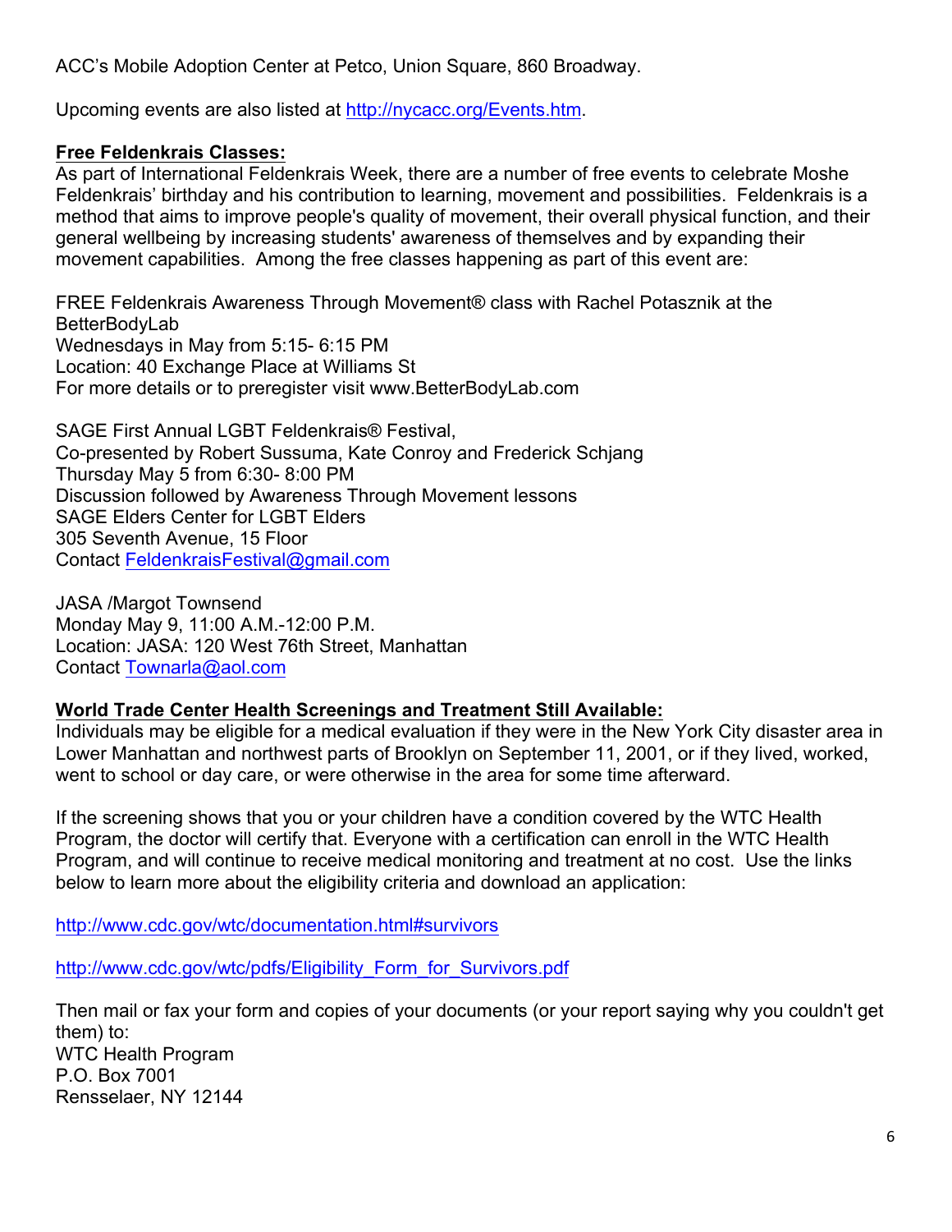ACC's Mobile Adoption Center at Petco, Union Square, 860 Broadway.

Upcoming events are also listed at [http://nycacc.org/Events.htm](http://nycacc.org/Events.htm).

**Free Feldenkrais Classes:**

As part of International Feldenkrais Week, there are a number of free events to celebrate Moshe Feldenkrais' birthday and his contribution to learning, movement and possibilities. Feldenkrais is a method that aims to improve people's quality of movement, their overall physical function, and their general wellbeing by increasing students' awareness of themselves and by expanding their movement capabilities. Among the free classes happening as part of this event are:

FREE Feldenkrais Awareness Through Movement® class with Rachel Potasznik at the BetterBodyLab
Wednesdays in May from 5:15- 6:15 PM
Location: 40 Exchange Place at Williams St
For more details or to preregister visit www.BetterBodyLab.com

SAGE First Annual LGBT Feldenkrais® Festival,
Co-presented by Robert Sussuma, Kate Conroy and Frederick Schjang
Thursday May 5 from 6:30- 8:00 PM
Discussion followed by Awareness Through Movement lessons
SAGE Elders Center for LGBT Elders
305 Seventh Avenue, 15 Floor
Contact FeldenkraisFestival@gmail.com

JASA /Margot Townsend
Monday May 9, 11:00 A.M.-12:00 P.M.
Location: JASA: 120 West 76th Street, Manhattan
Contact Townarla@aol.com

**World Trade Center Health Screenings and Treatment Still Available:**

Individuals may be eligible for a medical evaluation if they were in the New York City disaster area in Lower Manhattan and northwest parts of Brooklyn on September 11, 2001, or if they lived, worked, went to school or day care, or were otherwise in the area for some time afterward.

If the screening shows that you or your children have a condition covered by the WTC Health Program, the doctor will certify that. Everyone with a certification can enroll in the WTC Health Program, and will continue to receive medical monitoring and treatment at no cost. Use the links below to learn more about the eligibility criteria and download an application:

http://www.cdc.gov/wtc/documentation.html#survivors

http://www.cdc.gov/wtc/pdfs/Eligibility_Form_for_Survivors.pdf

Then mail or fax your form and copies of your documents (or your report saying why you couldn't get them) to:
WTC Health Program
P.O. Box 7001
Rensselaer, NY 12144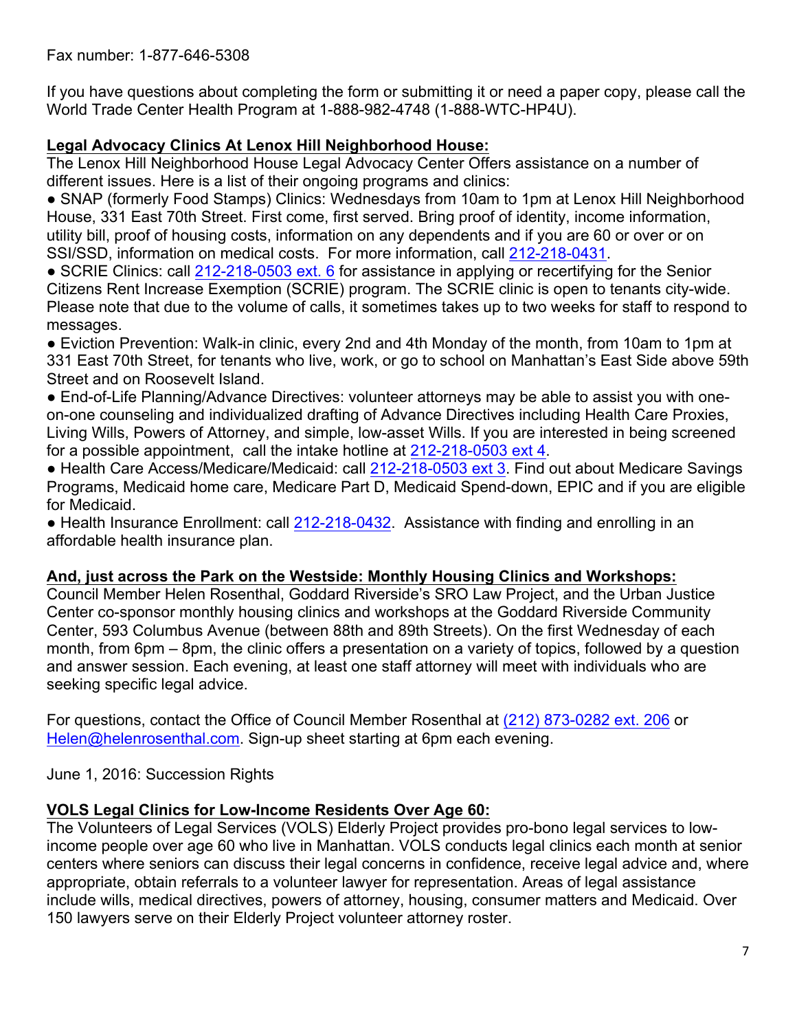Fax number: 1-877-646-5308

If you have questions about completing the form or submitting it or need a paper copy, please call the World Trade Center Health Program at 1-888-982-4748 (1-888-WTC-HP4U).

**Legal Advocacy Clinics At Lenox Hill Neighborhood House:**

The Lenox Hill Neighborhood House Legal Advocacy Center Offers assistance on a number of different issues. Here is a list of their ongoing programs and clinics:

- SNAP (formerly Food Stamps) Clinics: Wednesdays from 10am to 1pm at Lenox Hill Neighborhood House, 331 East 70th Street. First come, first served. Bring proof of identity, income information, utility bill, proof of housing costs, information on any dependents and if you are 60 or over or on SSI/SSD, information on medical costs. For more information, call 212-218-0431.
- SCRIE Clinics: call 212-218-0503 ext. 6 for assistance in applying or recertifying for the Senior Citizens Rent Increase Exemption (SCRIE) program. The SCRIE clinic is open to tenants city-wide. Please note that due to the volume of calls, it sometimes takes up to two weeks for staff to respond to messages.
- Eviction Prevention: Walk-in clinic, every 2nd and 4th Monday of the month, from 10am to 1pm at 331 East 70th Street, for tenants who live, work, or go to school on Manhattan's East Side above 59th Street and on Roosevelt Island.
- End-of-Life Planning/Advance Directives: volunteer attorneys may be able to assist you with one-on-one counseling and individualized drafting of Advance Directives including Health Care Proxies, Living Wills, Powers of Attorney, and simple, low-asset Wills. If you are interested in being screened for a possible appointment, call the intake hotline at 212-218-0503 ext 4.
- Health Care Access/Medicare/Medicaid: call 212-218-0503 ext 3. Find out about Medicare Savings Programs, Medicaid home care, Medicare Part D, Medicaid Spend-down, EPIC and if you are eligible for Medicaid.
- Health Insurance Enrollment: call 212-218-0432. Assistance with finding and enrolling in an affordable health insurance plan.

**And, just across the Park on the Westside: Monthly Housing Clinics and Workshops:**

Council Member Helen Rosenthal, Goddard Riverside's SRO Law Project, and the Urban Justice Center co-sponsor monthly housing clinics and workshops at the Goddard Riverside Community Center, 593 Columbus Avenue (between 88th and 89th Streets). On the first Wednesday of each month, from 6pm – 8pm, the clinic offers a presentation on a variety of topics, followed by a question and answer session. Each evening, at least one staff attorney will meet with individuals who are seeking specific legal advice.

For questions, contact the Office of Council Member Rosenthal at (212) 873-0282 ext. 206 or Helen@helenrosenthal.com. Sign-up sheet starting at 6pm each evening.

June 1, 2016: Succession Rights

**VOLS Legal Clinics for Low-Income Residents Over Age 60:**

The Volunteers of Legal Services (VOLS) Elderly Project provides pro-bono legal services to low-income people over age 60 who live in Manhattan. VOLS conducts legal clinics each month at senior centers where seniors can discuss their legal concerns in confidence, receive legal advice and, where appropriate, obtain referrals to a volunteer lawyer for representation. Areas of legal assistance include wills, medical directives, powers of attorney, housing, consumer matters and Medicaid. Over 150 lawyers serve on their Elderly Project volunteer attorney roster.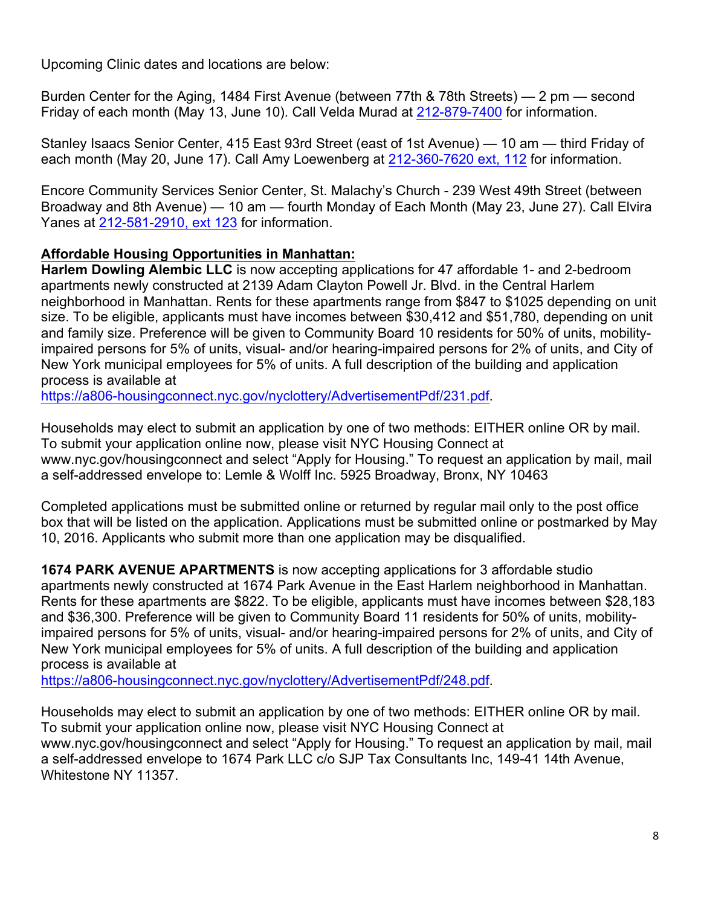Upcoming Clinic dates and locations are below:

Burden Center for the Aging, 1484 First Avenue (between 77th & 78th Streets) — 2 pm — second Friday of each month (May 13, June 10). Call Velda Murad at [212-879-7400](tel:212-879-7400) for information.

Stanley Isaacs Senior Center, 415 East 93rd Street (east of 1st Avenue) — 10 am — third Friday of each month (May 20, June 17). Call Amy Loewenberg at [212-360-7620 ext, 112](tel:212-360-7620) for information.

Encore Community Services Senior Center, St. Malachy's Church - 239 West 49th Street (between Broadway and 8th Avenue) — 10 am — fourth Monday of Each Month (May 23, June 27). Call Elvira Yanes at [212-581-2910, ext 123](tel:212-581-2910) for information.

**Affordable Housing Opportunities in Manhattan:**

**Harlem Dowling Alembic LLC** is now accepting applications for 47 affordable 1- and 2-bedroom apartments newly constructed at 2139 Adam Clayton Powell Jr. Blvd. in the Central Harlem neighborhood in Manhattan. Rents for these apartments range from $847 to $1025 depending on unit size. To be eligible, applicants must have incomes between $30,412 and $51,780, depending on unit and family size. Preference will be given to Community Board 10 residents for 50% of units, mobility-impaired persons for 5% of units, visual- and/or hearing-impaired persons for 2% of units, and City of New York municipal employees for 5% of units. A full description of the building and application process is available at https://a806-housingconnect.nyc.gov/nyclottery/AdvertisementPdf/231.pdf.

Households may elect to submit an application by one of two methods: EITHER online OR by mail. To submit your application online now, please visit NYC Housing Connect at www.nyc.gov/housingconnect and select "Apply for Housing." To request an application by mail, mail a self-addressed envelope to: Lemle & Wolff Inc. 5925 Broadway, Bronx, NY 10463

Completed applications must be submitted online or returned by regular mail only to the post office box that will be listed on the application. Applications must be submitted online or postmarked by May 10, 2016. Applicants who submit more than one application may be disqualified.

**1674 PARK AVENUE APARTMENTS** is now accepting applications for 3 affordable studio apartments newly constructed at 1674 Park Avenue in the East Harlem neighborhood in Manhattan. Rents for these apartments are $822. To be eligible, applicants must have incomes between $28,183 and $36,300. Preference will be given to Community Board 11 residents for 50% of units, mobility-impaired persons for 5% of units, visual- and/or hearing-impaired persons for 2% of units, and City of New York municipal employees for 5% of units. A full description of the building and application process is available at https://a806-housingconnect.nyc.gov/nyclottery/AdvertisementPdf/248.pdf.

Households may elect to submit an application by one of two methods: EITHER online OR by mail. To submit your application online now, please visit NYC Housing Connect at www.nyc.gov/housingconnect and select "Apply for Housing." To request an application by mail, mail a self-addressed envelope to 1674 Park LLC c/o SJP Tax Consultants Inc, 149-41 14th Avenue, Whitestone NY 11357.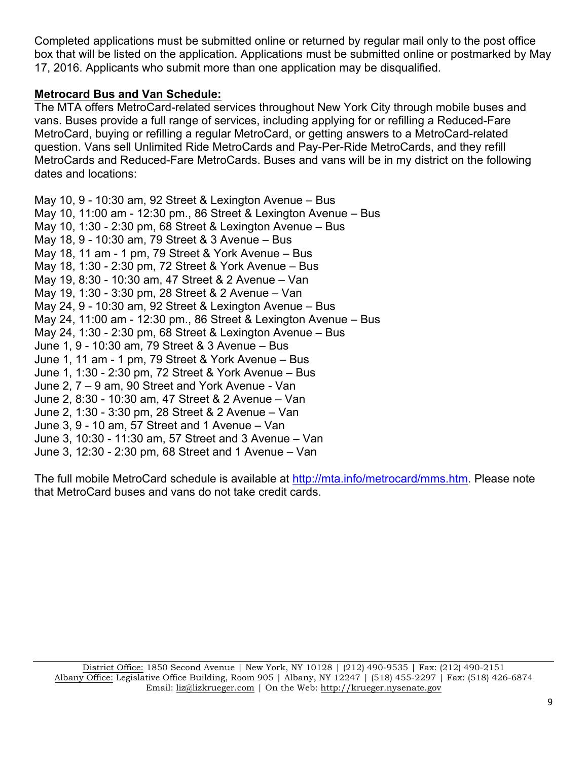Completed applications must be submitted online or returned by regular mail only to the post office box that will be listed on the application. Applications must be submitted online or postmarked by May 17, 2016. Applicants who submit more than one application may be disqualified.

**Metrocard Bus and Van Schedule:**

The MTA offers MetroCard-related services throughout New York City through mobile buses and vans. Buses provide a full range of services, including applying for or refilling a Reduced-Fare MetroCard, buying or refilling a regular MetroCard, or getting answers to a MetroCard-related question. Vans sell Unlimited Ride MetroCards and Pay-Per-Ride MetroCards, and they refill MetroCards and Reduced-Fare MetroCards. Buses and vans will be in my district on the following dates and locations:

May 10, 9 - 10:30 am, 92 Street & Lexington Avenue – Bus
May 10, 11:00 am - 12:30 pm., 86 Street & Lexington Avenue – Bus
May 10, 1:30 - 2:30 pm, 68 Street & Lexington Avenue – Bus
May 18, 9 - 10:30 am, 79 Street & 3 Avenue – Bus
May 18, 11 am - 1 pm, 79 Street & York Avenue – Bus
May 18, 1:30 - 2:30 pm, 72 Street & York Avenue – Bus
May 19, 8:30 - 10:30 am, 47 Street & 2 Avenue – Van
May 19, 1:30 - 3:30 pm, 28 Street & 2 Avenue – Van
May 24, 9 - 10:30 am, 92 Street & Lexington Avenue – Bus
May 24, 11:00 am - 12:30 pm., 86 Street & Lexington Avenue – Bus
May 24, 1:30 - 2:30 pm, 68 Street & Lexington Avenue – Bus
June 1, 9 - 10:30 am, 79 Street & 3 Avenue – Bus
June 1, 11 am - 1 pm, 79 Street & York Avenue – Bus
June 1, 1:30 - 2:30 pm, 72 Street & York Avenue – Bus
June 2, 7 – 9 am, 90 Street and York Avenue - Van
June 2, 8:30 - 10:30 am, 47 Street & 2 Avenue – Van
June 2, 1:30 - 3:30 pm, 28 Street & 2 Avenue – Van
June 3, 9 - 10 am, 57 Street and 1 Avenue – Van
June 3, 10:30 - 11:30 am, 57 Street and 3 Avenue – Van
June 3, 12:30 - 2:30 pm, 68 Street and 1 Avenue – Van

The full mobile MetroCard schedule is available at http://mta.info/metrocard/mms.htm. Please note that MetroCard buses and vans do not take credit cards.

District Office: 1850 Second Avenue | New York, NY 10128 | (212) 490-9535 | Fax: (212) 490-2151
Albany Office: Legislative Office Building, Room 905 | Albany, NY 12247 | (518) 455-2297 | Fax: (518) 426-6874
Email: liz@lizkrueger.com | On the Web: http://krueger.nysenate.gov